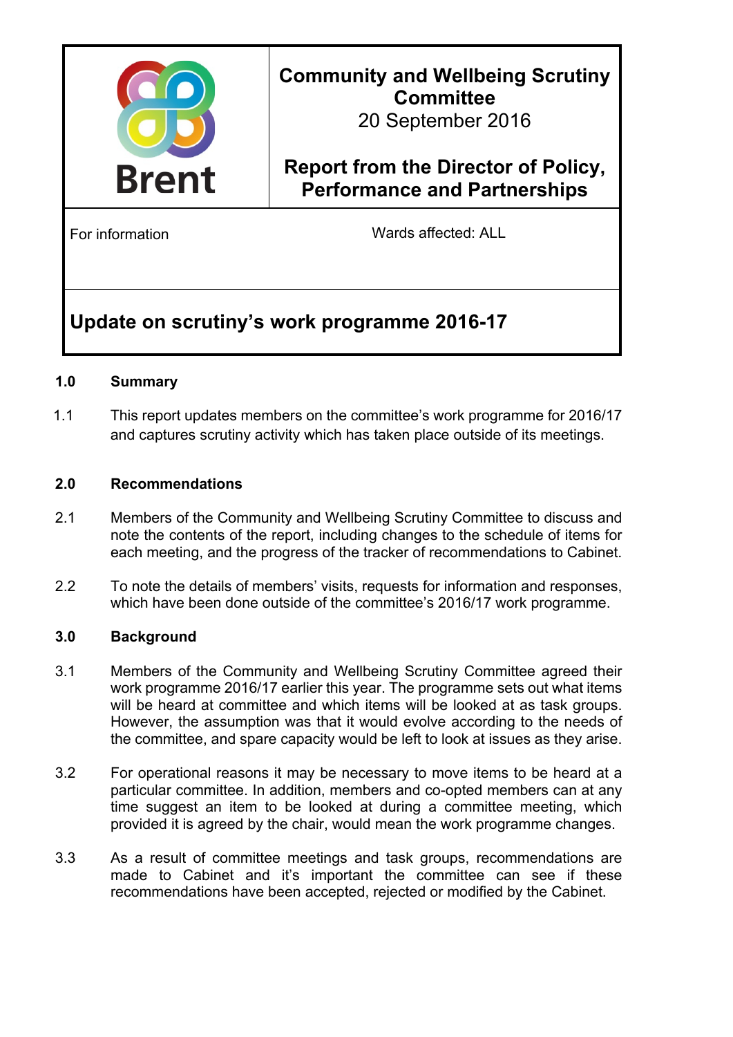**Community and Wellbeing Scrutiny Committee**
20 September 2016

**Report from the Director of Policy, Performance and Partnerships**

For information

Wards affected: ALL

# Update on scrutiny's work programme 2016-17

## 1.0 Summary

1.1 This report updates members on the committee's work programme for 2016/17 and captures scrutiny activity which has taken place outside of its meetings.

## 2.0 Recommendations

2.1 Members of the Community and Wellbeing Scrutiny Committee to discuss and note the contents of the report, including changes to the schedule of items for each meeting, and the progress of the tracker of recommendations to Cabinet.

2.2 To note the details of members' visits, requests for information and responses, which have been done outside of the committee's 2016/17 work programme.

## 3.0 Background

3.1 Members of the Community and Wellbeing Scrutiny Committee agreed their work programme 2016/17 earlier this year. The programme sets out what items will be heard at committee and which items will be looked at as task groups. However, the assumption was that it would evolve according to the needs of the committee, and spare capacity would be left to look at issues as they arise.

3.2 For operational reasons it may be necessary to move items to be heard at a particular committee. In addition, members and co-opted members can at any time suggest an item to be looked at during a committee meeting, which provided it is agreed by the chair, would mean the work programme changes.

3.3 As a result of committee meetings and task groups, recommendations are made to Cabinet and it's important the committee can see if these recommendations have been accepted, rejected or modified by the Cabinet.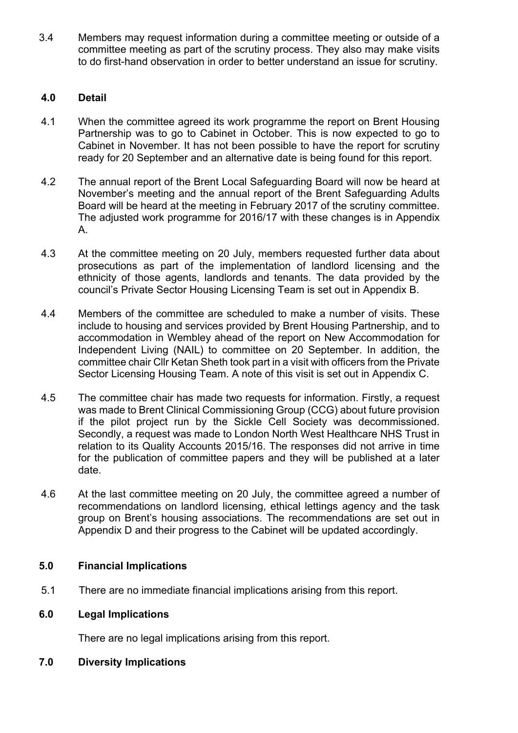3.4 Members may request information during a committee meeting or outside of a committee meeting as part of the scrutiny process. They also may make visits to do first-hand observation in order to better understand an issue for scrutiny.

## 4.0 Detail

4.1 When the committee agreed its work programme the report on Brent Housing Partnership was to go to Cabinet in October. This is now expected to go to Cabinet in November. It has not been possible to have the report for scrutiny ready for 20 September and an alternative date is being found for this report.

4.2 The annual report of the Brent Local Safeguarding Board will now be heard at November's meeting and the annual report of the Brent Safeguarding Adults Board will be heard at the meeting in February 2017 of the scrutiny committee. The adjusted work programme for 2016/17 with these changes is in Appendix A.

4.3 At the committee meeting on 20 July, members requested further data about prosecutions as part of the implementation of landlord licensing and the ethnicity of those agents, landlords and tenants. The data provided by the council's Private Sector Housing Licensing Team is set out in Appendix B.

4.4 Members of the committee are scheduled to make a number of visits. These include to housing and services provided by Brent Housing Partnership, and to accommodation in Wembley ahead of the report on New Accommodation for Independent Living (NAIL) to committee on 20 September. In addition, the committee chair Cllr Ketan Sheth took part in a visit with officers from the Private Sector Licensing Housing Team. A note of this visit is set out in Appendix C.

4.5 The committee chair has made two requests for information. Firstly, a request was made to Brent Clinical Commissioning Group (CCG) about future provision if the pilot project run by the Sickle Cell Society was decommissioned. Secondly, a request was made to London North West Healthcare NHS Trust in relation to its Quality Accounts 2015/16. The responses did not arrive in time for the publication of committee papers and they will be published at a later date.

4.6 At the last committee meeting on 20 July, the committee agreed a number of recommendations on landlord licensing, ethical lettings agency and the task group on Brent's housing associations. The recommendations are set out in Appendix D and their progress to the Cabinet will be updated accordingly.

## 5.0 Financial Implications

5.1 There are no immediate financial implications arising from this report.

## 6.0 Legal Implications

There are no legal implications arising from this report.

## 7.0 Diversity Implications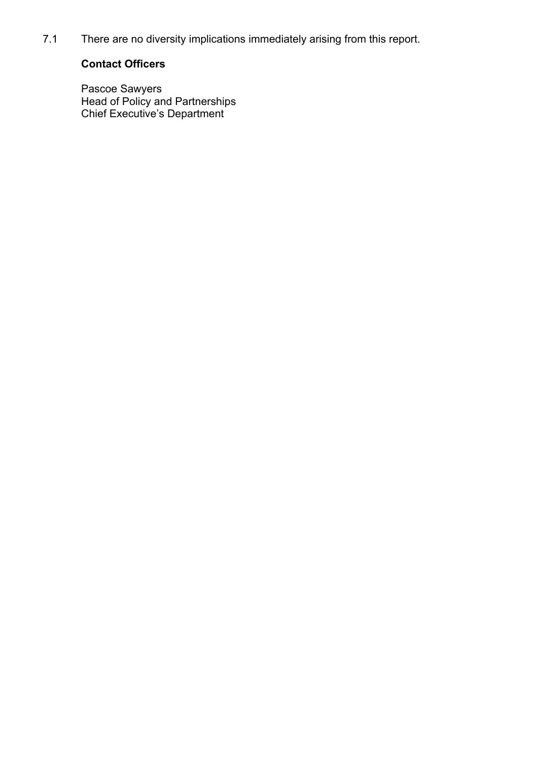7.1 There are no diversity implications immediately arising from this report.

**Contact Officers**

Pascoe Sawyers
Head of Policy and Partnerships
Chief Executive's Department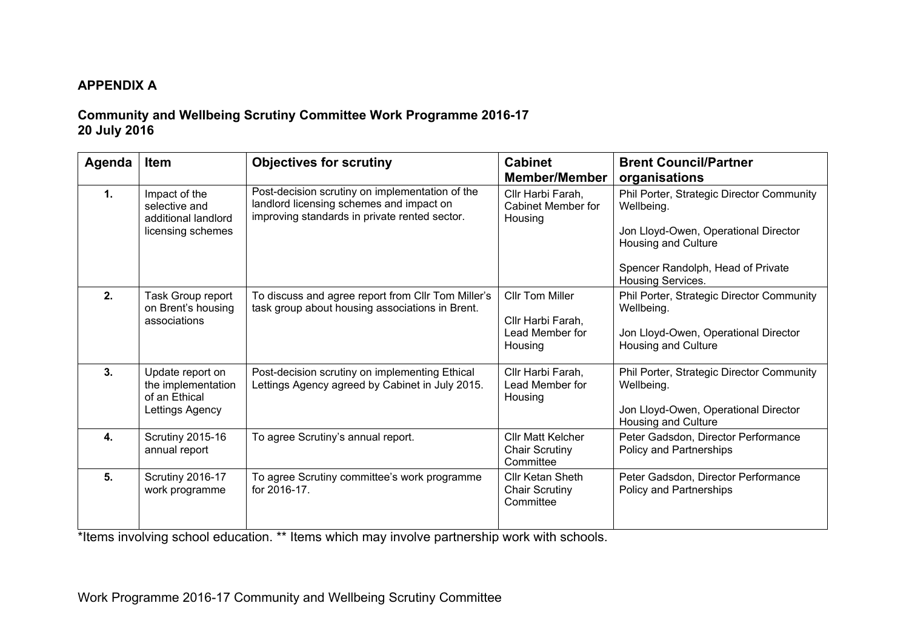**APPENDIX A**

**Community and Wellbeing Scrutiny Committee Work Programme 2016-17**
**20 July 2016**

| Agenda | Item | Objectives for scrutiny | Cabinet Member/Member | Brent Council/Partner organisations |
|---|---|---|---|---|
| **1.** | Impact of the selective and additional landlord licensing schemes | Post-decision scrutiny on implementation of the landlord licensing schemes and impact on improving standards in private rented sector. | Cllr Harbi Farah, Cabinet Member for Housing | Phil Porter, Strategic Director Community Wellbeing.<br><br>Jon Lloyd-Owen, Operational Director Housing and Culture<br><br>Spencer Randolph, Head of Private Housing Services. |
| **2.** | Task Group report on Brent's housing associations | To discuss and agree report from Cllr Tom Miller's task group about housing associations in Brent. | Cllr Tom Miller<br><br>Cllr Harbi Farah, Lead Member for Housing | Phil Porter, Strategic Director Community Wellbeing.<br><br>Jon Lloyd-Owen, Operational Director Housing and Culture |
| **3.** | Update report on the implementation of an Ethical Lettings Agency | Post-decision scrutiny on implementing Ethical Lettings Agency agreed by Cabinet in July 2015. | Cllr Harbi Farah, Lead Member for Housing | Phil Porter, Strategic Director Community Wellbeing.<br><br>Jon Lloyd-Owen, Operational Director Housing and Culture |
| **4.** | Scrutiny 2015-16 annual report | To agree Scrutiny's annual report. | Cllr Matt Kelcher Chair Scrutiny Committee | Peter Gadsdon, Director Performance Policy and Partnerships |
| **5.** | Scrutiny 2016-17 work programme | To agree Scrutiny committee's work programme for 2016-17. | Cllr Ketan Sheth Chair Scrutiny Committee | Peter Gadsdon, Director Performance Policy and Partnerships |

*Items involving school education. ** Items which may involve partnership work with schools.

Work Programme 2016-17 Community and Wellbeing Scrutiny Committee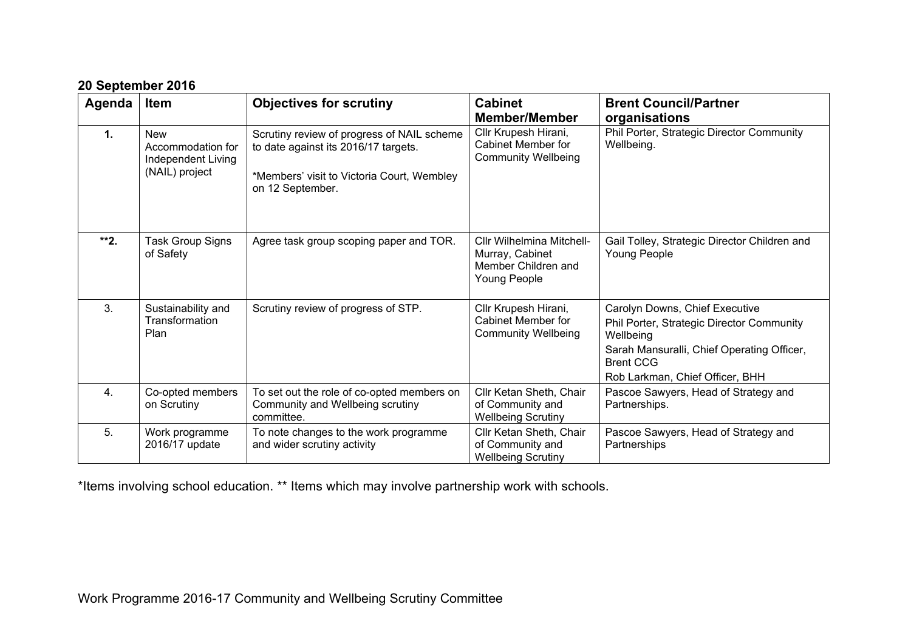**20 September 2016**

| Agenda | Item | Objectives for scrutiny | Cabinet Member/Member | Brent Council/Partner organisations |
|---|---|---|---|---|
| **1.** | New Accommodation for Independent Living (NAIL) project | Scrutiny review of progress of NAIL scheme to date against its 2016/17 targets.<br><br>*Members' visit to Victoria Court, Wembley on 12 September. | Cllr Krupesh Hirani, Cabinet Member for Community Wellbeing | Phil Porter, Strategic Director Community Wellbeing. |
| **\*\*2.** | Task Group Signs of Safety | Agree task group scoping paper and TOR. | Cllr Wilhelmina Mitchell-Murray, Cabinet Member Children and Young People | Gail Tolley, Strategic Director Children and Young People |
| 3. | Sustainability and Transformation Plan | Scrutiny review of progress of STP. | Cllr Krupesh Hirani, Cabinet Member for Community Wellbeing | Carolyn Downs, Chief Executive<br>Phil Porter, Strategic Director Community Wellbeing<br>Sarah Mansuralli, Chief Operating Officer, Brent CCG<br>Rob Larkman, Chief Officer, BHH |
| 4. | Co-opted members on Scrutiny | To set out the role of co-opted members on Community and Wellbeing scrutiny committee. | Cllr Ketan Sheth, Chair of Community and Wellbeing Scrutiny | Pascoe Sawyers, Head of Strategy and Partnerships. |
| 5. | Work programme 2016/17 update | To note changes to the work programme and wider scrutiny activity | Cllr Ketan Sheth, Chair of Community and Wellbeing Scrutiny | Pascoe Sawyers, Head of Strategy and Partnerships |

*Items involving school education. ** Items which may involve partnership work with schools.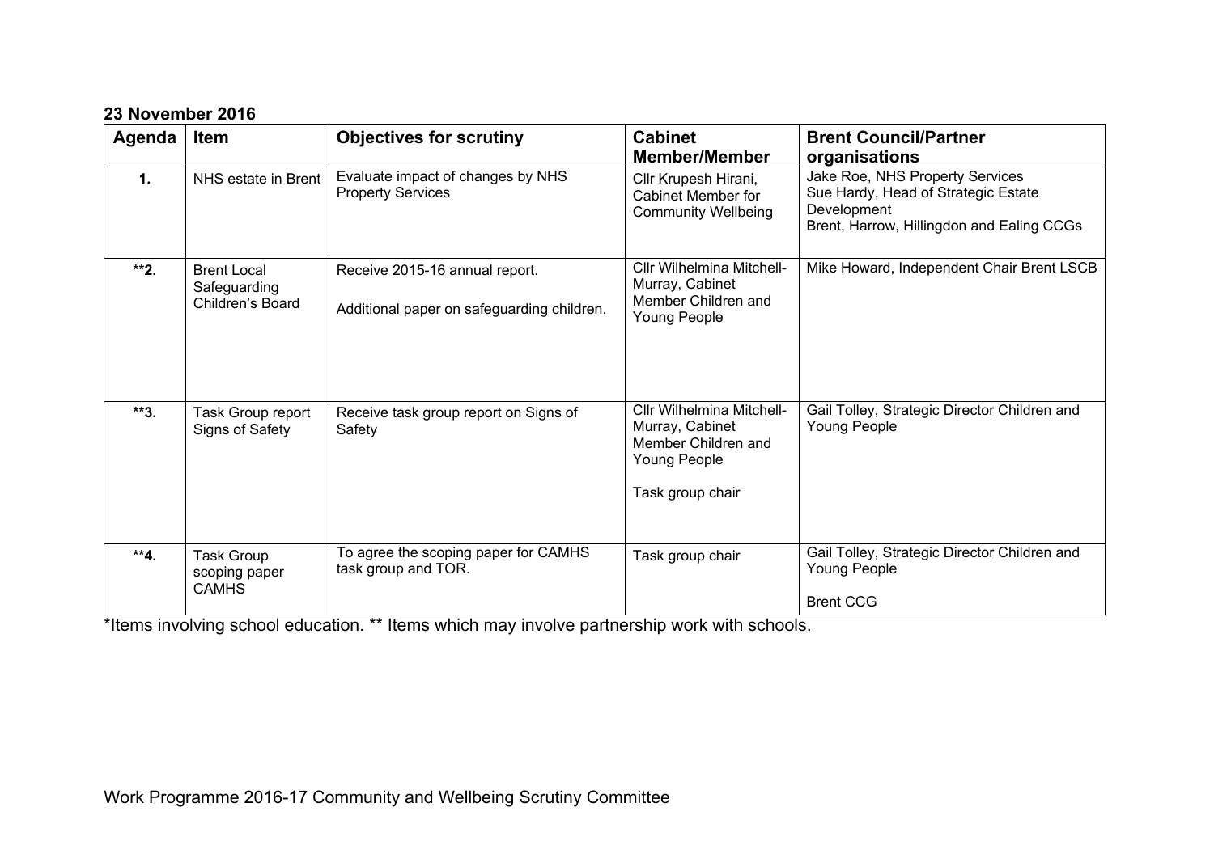**23 November 2016**

| Agenda | Item | Objectives for scrutiny | Cabinet Member/Member | Brent Council/Partner organisations |
|---|---|---|---|---|
| **1.** | NHS estate in Brent | Evaluate impact of changes by NHS Property Services | Cllr Krupesh Hirani, Cabinet Member for Community Wellbeing | Jake Roe, NHS Property Services<br>Sue Hardy, Head of Strategic Estate Development<br>Brent, Harrow, Hillingdon and Ealing CCGs |
| **\*\*2.** | Brent Local Safeguarding Children's Board | Receive 2015-16 annual report.<br><br>Additional paper on safeguarding children. | Cllr Wilhelmina Mitchell-Murray, Cabinet Member Children and Young People | Mike Howard, Independent Chair Brent LSCB |
| **\*\*3.** | Task Group report Signs of Safety | Receive task group report on Signs of Safety | Cllr Wilhelmina Mitchell-Murray, Cabinet Member Children and Young People<br><br>Task group chair | Gail Tolley, Strategic Director Children and Young People |
| **\*\*4.** | Task Group scoping paper CAMHS | To agree the scoping paper for CAMHS task group and TOR. | Task group chair | Gail Tolley, Strategic Director Children and Young People<br><br>Brent CCG |

*Items involving school education. ** Items which may involve partnership work with schools.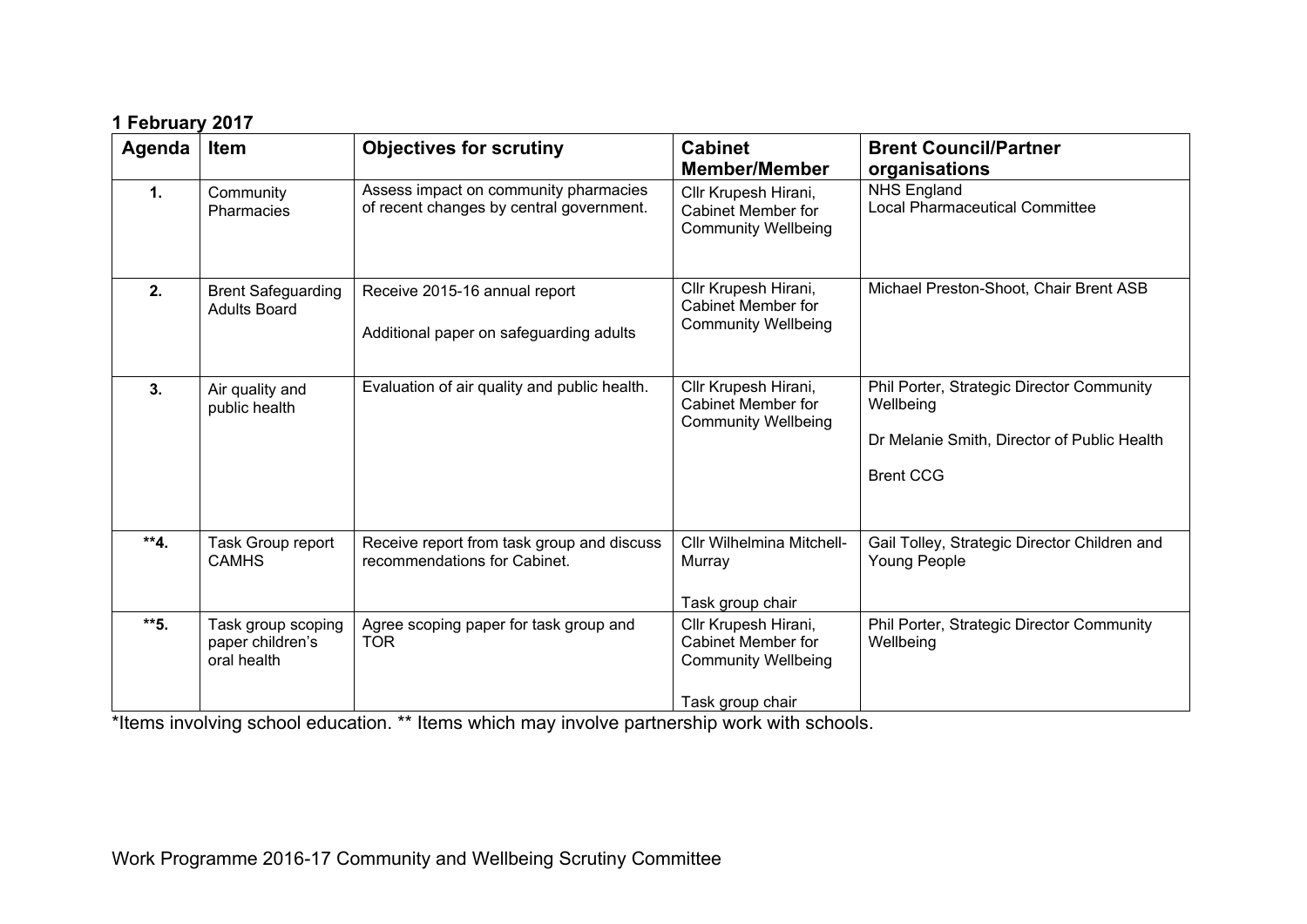**1 February 2017**

| Agenda | Item | Objectives for scrutiny | Cabinet Member/Member | Brent Council/Partner organisations |
|---|---|---|---|---|
| **1.** | Community Pharmacies | Assess impact on community pharmacies of recent changes by central government. | Cllr Krupesh Hirani, Cabinet Member for Community Wellbeing | NHS England<br>Local Pharmaceutical Committee |
| **2.** | Brent Safeguarding Adults Board | Receive 2015-16 annual report<br><br>Additional paper on safeguarding adults | Cllr Krupesh Hirani, Cabinet Member for Community Wellbeing | Michael Preston-Shoot, Chair Brent ASB |
| **3.** | Air quality and public health | Evaluation of air quality and public health. | Cllr Krupesh Hirani, Cabinet Member for Community Wellbeing | Phil Porter, Strategic Director Community Wellbeing<br><br>Dr Melanie Smith, Director of Public Health<br><br>Brent CCG |
| **\*\*4.** | Task Group report CAMHS | Receive report from task group and discuss recommendations for Cabinet. | Cllr Wilhelmina Mitchell-Murray<br><br>Task group chair | Gail Tolley, Strategic Director Children and Young People |
| **\*\*5.** | Task group scoping paper children's oral health | Agree scoping paper for task group and TOR | Cllr Krupesh Hirani, Cabinet Member for Community Wellbeing<br><br>Task group chair | Phil Porter, Strategic Director Community Wellbeing |

*Items involving school education. ** Items which may involve partnership work with schools.

Work Programme 2016-17 Community and Wellbeing Scrutiny Committee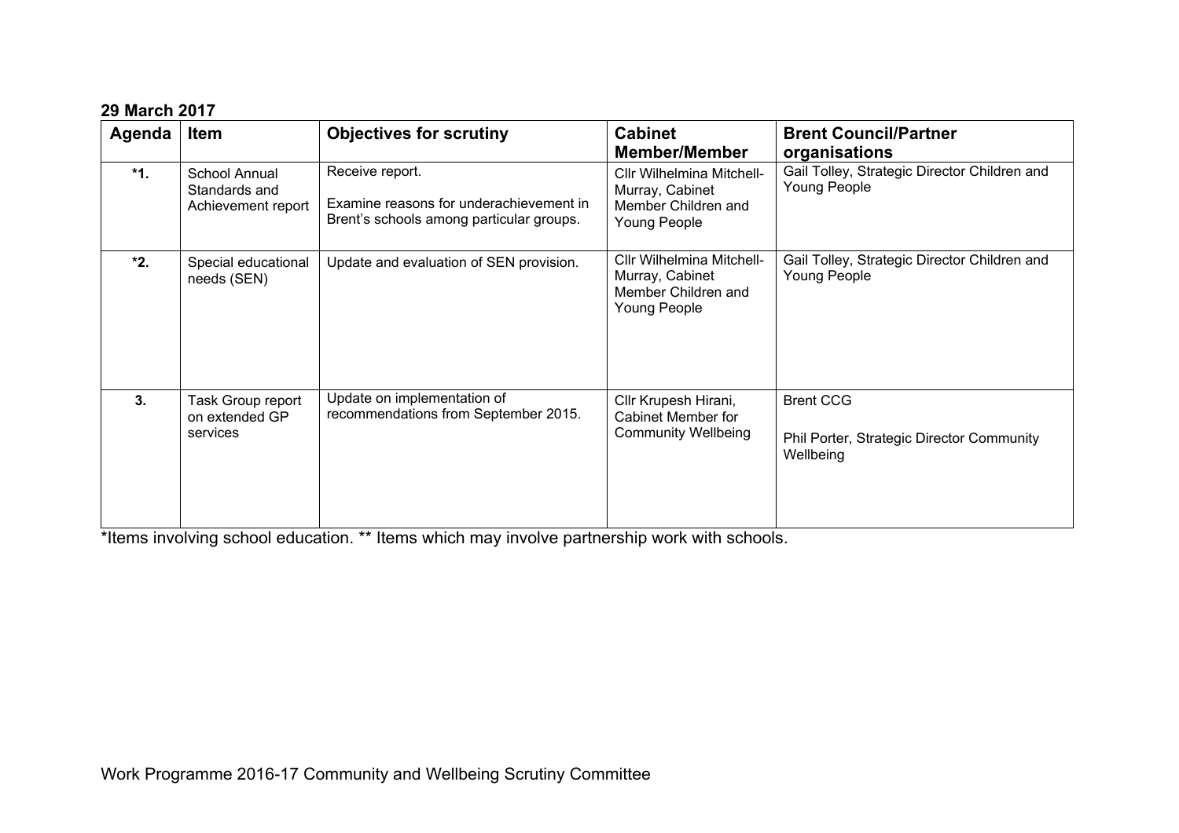**29 March 2017**

| Agenda | Item | Objectives for scrutiny | Cabinet Member/Member | Brent Council/Partner organisations |
|---|---|---|---|---|
| *1. | School Annual Standards and Achievement report | Receive report.<br><br>Examine reasons for underachievement in Brent's schools among particular groups. | Cllr Wilhelmina Mitchell-Murray, Cabinet Member Children and Young People | Gail Tolley, Strategic Director Children and Young People |
| *2. | Special educational needs (SEN) | Update and evaluation of SEN provision. | Cllr Wilhelmina Mitchell-Murray, Cabinet Member Children and Young People | Gail Tolley, Strategic Director Children and Young People |
| 3. | Task Group report on extended GP services | Update on implementation of recommendations from September 2015. | Cllr Krupesh Hirani, Cabinet Member for Community Wellbeing | Brent CCG<br><br>Phil Porter, Strategic Director Community Wellbeing |

*Items involving school education. ** Items which may involve partnership work with schools.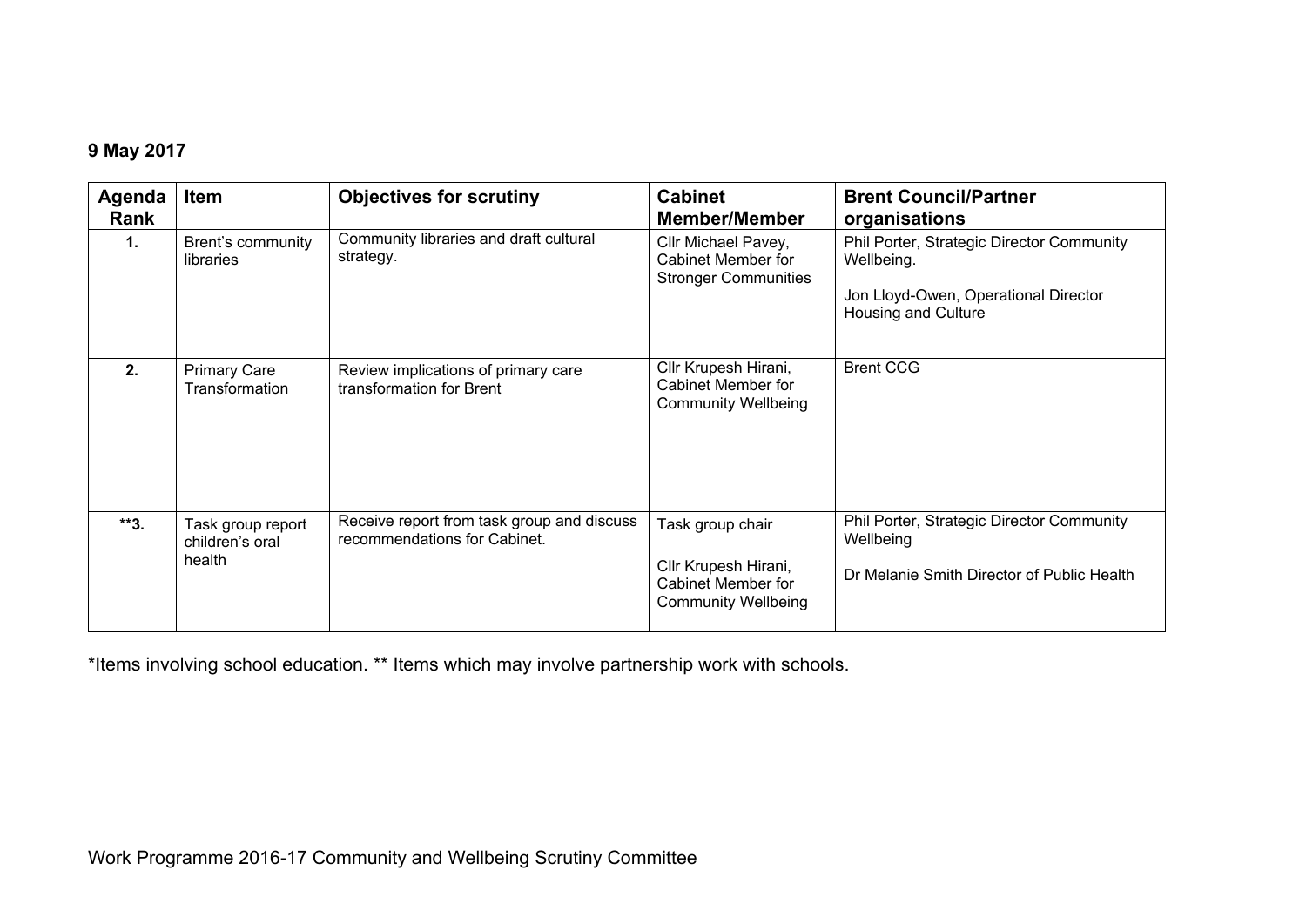**9 May 2017**

| Agenda Rank | Item | Objectives for scrutiny | Cabinet Member/Member | Brent Council/Partner organisations |
|---|---|---|---|---|
| 1. | Brent's community libraries | Community libraries and draft cultural strategy. | Cllr Michael Pavey, Cabinet Member for Stronger Communities | Phil Porter, Strategic Director Community Wellbeing.<br><br>Jon Lloyd-Owen, Operational Director Housing and Culture |
| 2. | Primary Care Transformation | Review implications of primary care transformation for Brent | Cllr Krupesh Hirani, Cabinet Member for Community Wellbeing | Brent CCG |
| **3. | Task group report children's oral health | Receive report from task group and discuss recommendations for Cabinet. | Task group chair<br><br>Cllr Krupesh Hirani, Cabinet Member for Community Wellbeing | Phil Porter, Strategic Director Community Wellbeing<br><br>Dr Melanie Smith Director of Public Health |

*Items involving school education. ** Items which may involve partnership work with schools.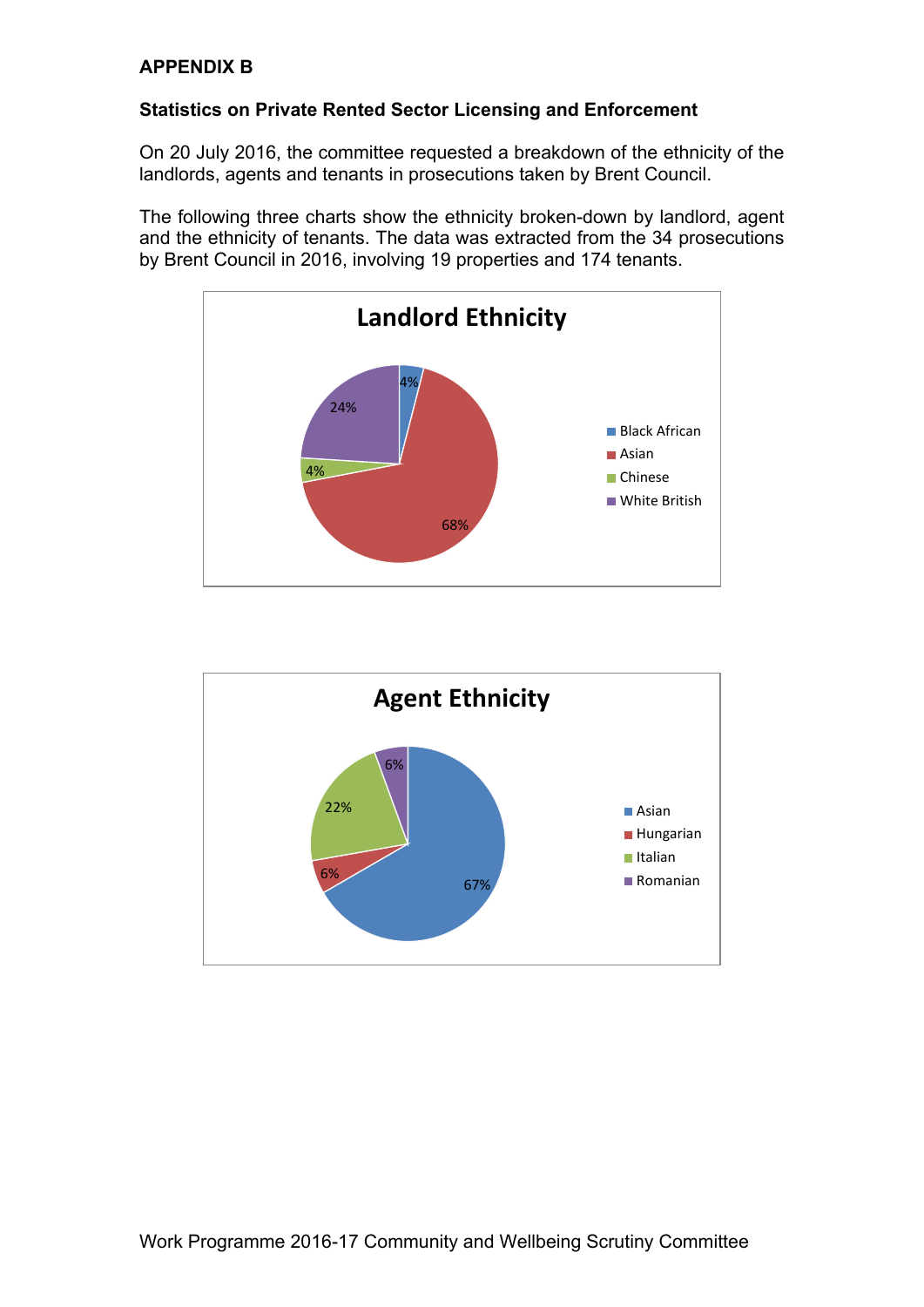**APPENDIX B**

**Statistics on Private Rented Sector Licensing and Enforcement**

On 20 July 2016, the committee requested a breakdown of the ethnicity of the landlords, agents and tenants in prosecutions taken by Brent Council.

The following three charts show the ethnicity broken-down by landlord, agent and the ethnicity of tenants. The data was extracted from the 34 prosecutions by Brent Council in 2016, involving 19 properties and 174 tenants.

**Landlord Ethnicity**

| Ethnicity | Percentage |
|---|---|
| Black African | 4% |
| Asian | 68% |
| Chinese | 4% |
| White British | 24% |

**Agent Ethnicity**

| Ethnicity | Percentage |
|---|---|
| Asian | 67% |
| Hungarian | 6% |
| Italian | 22% |
| Romanian | 6% |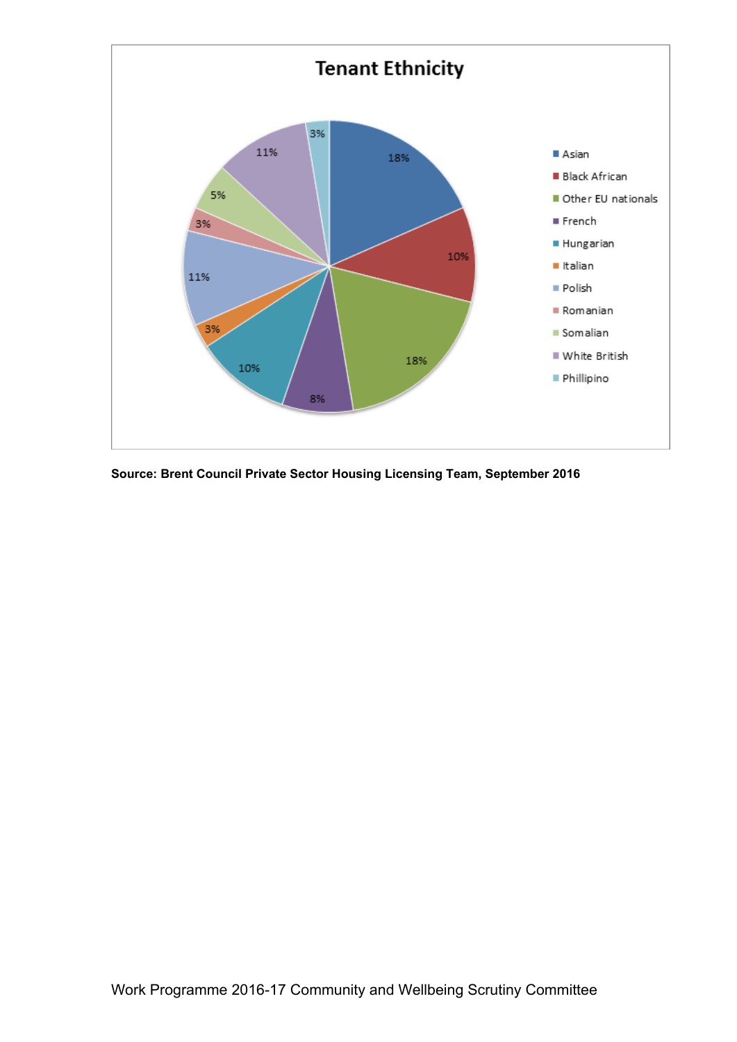**Tenant Ethnicity**

| Ethnicity | Percentage |
|---|---|
| Asian | 18% |
| Black African | 10% |
| Other EU nationals | 18% |
| French | 8% |
| Hungarian | 10% |
| Italian | 3% |
| Polish | 11% |
| Romanian | 3% |
| Somalian | 5% |
| White British | 11% |
| Phillipino | 3% |

**Source: Brent Council Private Sector Housing Licensing Team, September 2016**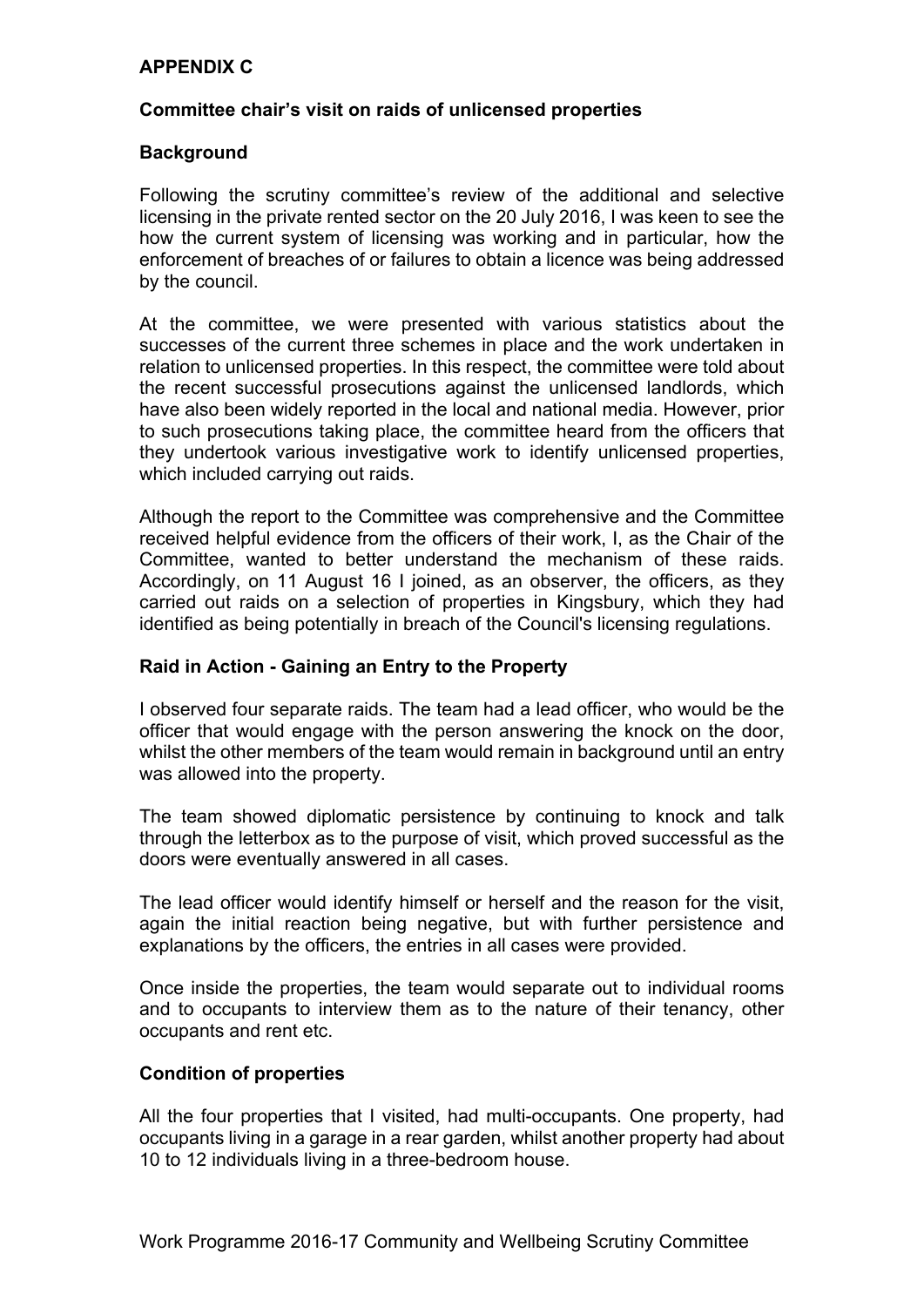**APPENDIX C**

**Committee chair's visit on raids of unlicensed properties**

**Background**

Following the scrutiny committee's review of the additional and selective licensing in the private rented sector on the 20 July 2016, I was keen to see the how the current system of licensing was working and in particular, how the enforcement of breaches of or failures to obtain a licence was being addressed by the council.

At the committee, we were presented with various statistics about the successes of the current three schemes in place and the work undertaken in relation to unlicensed properties. In this respect, the committee were told about the recent successful prosecutions against the unlicensed landlords, which have also been widely reported in the local and national media. However, prior to such prosecutions taking place, the committee heard from the officers that they undertook various investigative work to identify unlicensed properties, which included carrying out raids.

Although the report to the Committee was comprehensive and the Committee received helpful evidence from the officers of their work, I, as the Chair of the Committee, wanted to better understand the mechanism of these raids. Accordingly, on 11 August 16 I joined, as an observer, the officers, as they carried out raids on a selection of properties in Kingsbury, which they had identified as being potentially in breach of the Council's licensing regulations.

**Raid in Action - Gaining an Entry to the Property**

I observed four separate raids. The team had a lead officer, who would be the officer that would engage with the person answering the knock on the door, whilst the other members of the team would remain in background until an entry was allowed into the property.

The team showed diplomatic persistence by continuing to knock and talk through the letterbox as to the purpose of visit, which proved successful as the doors were eventually answered in all cases.

The lead officer would identify himself or herself and the reason for the visit, again the initial reaction being negative, but with further persistence and explanations by the officers, the entries in all cases were provided.

Once inside the properties, the team would separate out to individual rooms and to occupants to interview them as to the nature of their tenancy, other occupants and rent etc.

**Condition of properties**

All the four properties that I visited, had multi-occupants. One property, had occupants living in a garage in a rear garden, whilst another property had about 10 to 12 individuals living in a three-bedroom house.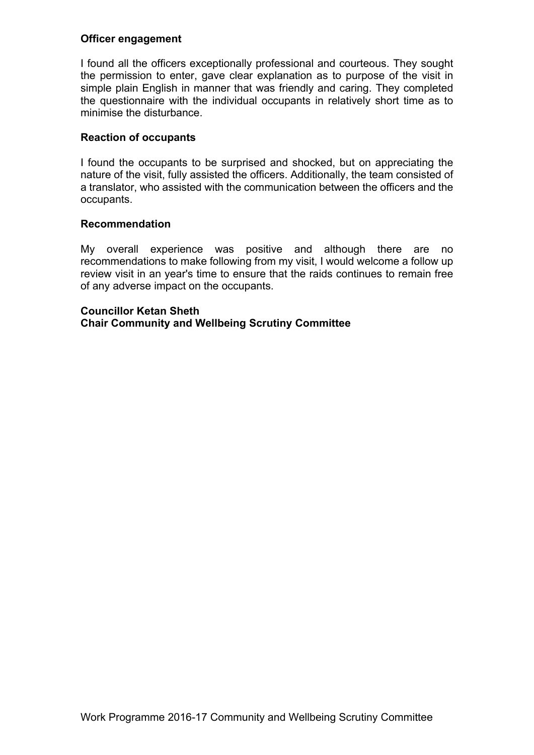**Officer engagement**

I found all the officers exceptionally professional and courteous. They sought the permission to enter, gave clear explanation as to purpose of the visit in simple plain English in manner that was friendly and caring. They completed the questionnaire with the individual occupants in relatively short time as to minimise the disturbance.

**Reaction of occupants**

I found the occupants to be surprised and shocked, but on appreciating the nature of the visit, fully assisted the officers. Additionally, the team consisted of a translator, who assisted with the communication between the officers and the occupants.

**Recommendation**

My overall experience was positive and although there are no recommendations to make following from my visit, I would welcome a follow up review visit in an year's time to ensure that the raids continues to remain free of any adverse impact on the occupants.

**Councillor Ketan Sheth**
**Chair Community and Wellbeing Scrutiny Committee**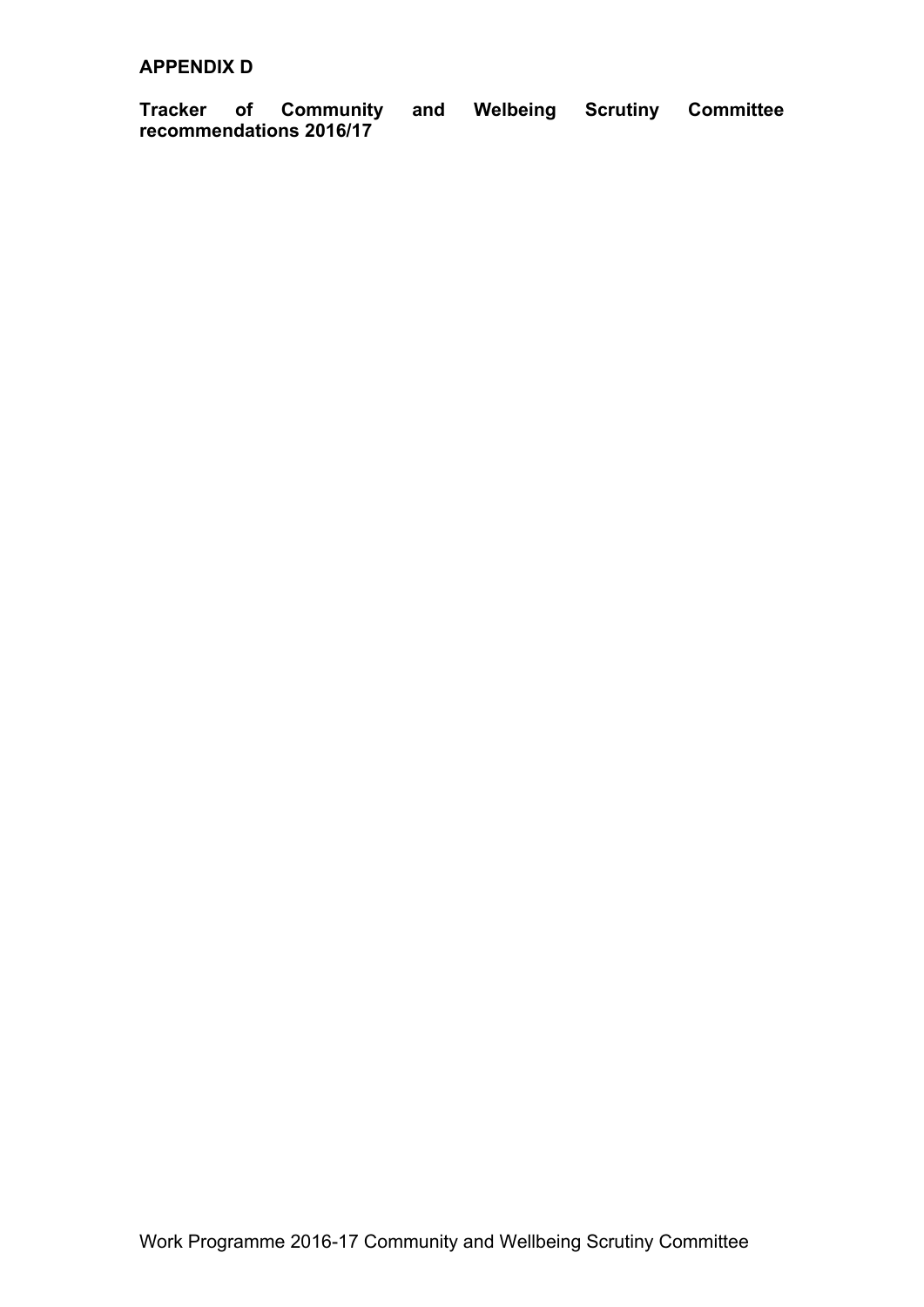**APPENDIX D**

**Tracker of Community and Welbeing Scrutiny Committee recommendations 2016/17**